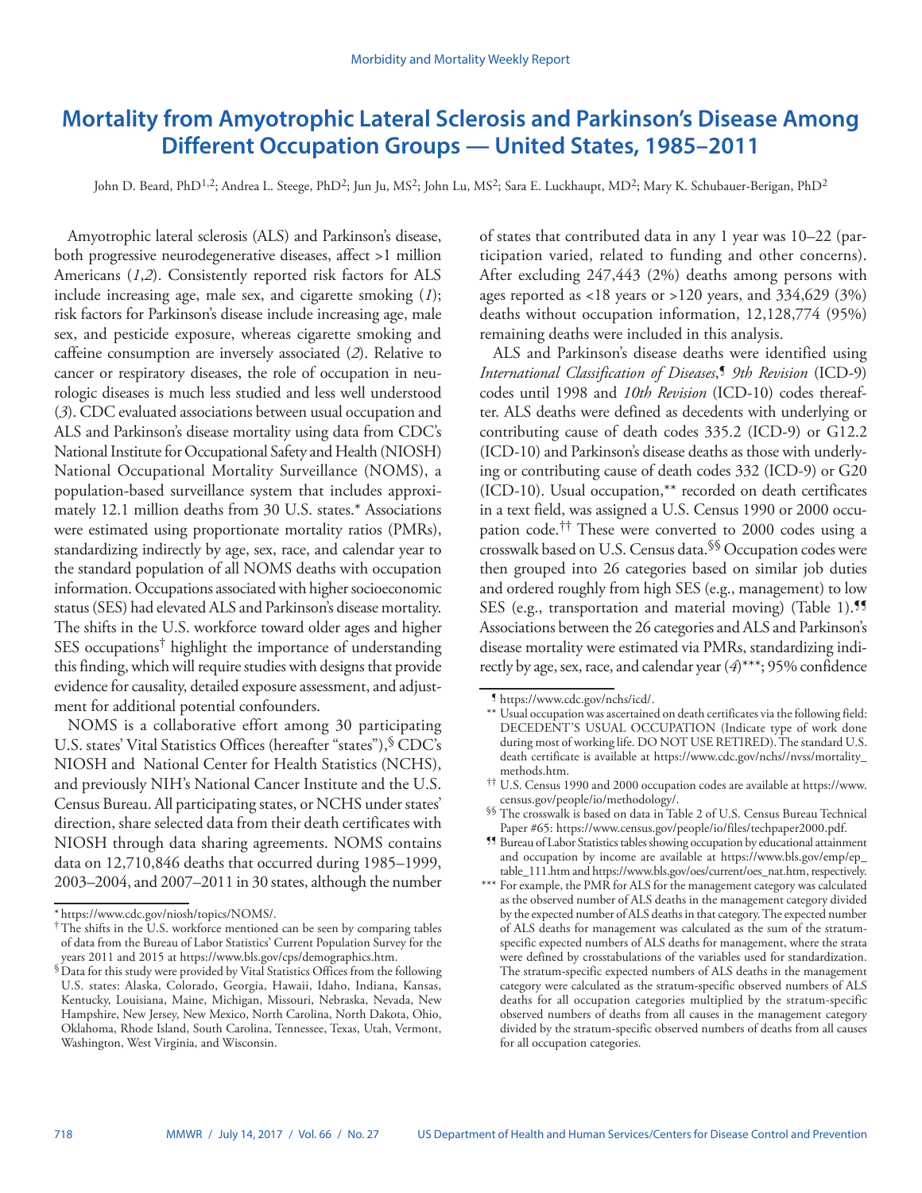# Mortality from Amyotrophic Lateral Sclerosis and Parkinson's Disease Among Different Occupation Groups — United States, 1985–2011

John D. Beard, PhD[1,2]; Andrea L. Steege, PhD[2]; Jun Ju, MS[2]; John Lu, MS[2]; Sara E. Luckhaupt, MD[2]; Mary K. Schubauer-Berigan, PhD[2]

Amyotrophic lateral sclerosis (ALS) and Parkinson's disease, both progressive neurodegenerative diseases, affect >1 million Americans (*1*,*2*). Consistently reported risk factors for ALS include increasing age, male sex, and cigarette smoking (*1*); risk factors for Parkinson's disease include increasing age, male sex, and pesticide exposure, whereas cigarette smoking and caffeine consumption are inversely associated (*2*). Relative to cancer or respiratory diseases, the role of occupation in neurologic diseases is much less studied and less well understood (*3*). CDC evaluated associations between usual occupation and ALS and Parkinson's disease mortality using data from CDC's National Institute for Occupational Safety and Health (NIOSH) National Occupational Mortality Surveillance (NOMS), a population-based surveillance system that includes approximately 12.1 million deaths from 30 U.S. states.* Associations were estimated using proportionate mortality ratios (PMRs), standardizing indirectly by age, sex, race, and calendar year to the standard population of all NOMS deaths with occupation information. Occupations associated with higher socioeconomic status (SES) had elevated ALS and Parkinson's disease mortality. The shifts in the U.S. workforce toward older ages and higher SES occupations[†] highlight the importance of understanding this finding, which will require studies with designs that provide evidence for causality, detailed exposure assessment, and adjustment for additional potential confounders.

NOMS is a collaborative effort among 30 participating U.S. states' Vital Statistics Offices (hereafter "states"),[§] CDC's NIOSH and National Center for Health Statistics (NCHS), and previously NIH's National Cancer Institute and the U.S. Census Bureau. All participating states, or NCHS under states' direction, share selected data from their death certificates with NIOSH through data sharing agreements. NOMS contains data on 12,710,846 deaths that occurred during 1985–1999, 2003–2004, and 2007–2011 in 30 states, although the number of states that contributed data in any 1 year was 10–22 (participation varied, related to funding and other concerns). After excluding 247,443 (2%) deaths among persons with ages reported as <18 years or >120 years, and 334,629 (3%) deaths without occupation information, 12,128,774 (95%) remaining deaths were included in this analysis.

ALS and Parkinson's disease deaths were identified using *International Classification of Diseases*,[¶] *9th Revision* (ICD-9) codes until 1998 and *10th Revision* (ICD-10) codes thereafter. ALS deaths were defined as decedents with underlying or contributing cause of death codes 335.2 (ICD-9) or G12.2 (ICD-10) and Parkinson's disease deaths as those with underlying or contributing cause of death codes 332 (ICD-9) or G20 (ICD-10). Usual occupation,** recorded on death certificates in a text field, was assigned a U.S. Census 1990 or 2000 occupation code.[††] These were converted to 2000 codes using a crosswalk based on U.S. Census data.[§§] Occupation codes were then grouped into 26 categories based on similar job duties and ordered roughly from high SES (e.g., management) to low SES (e.g., transportation and material moving) (Table 1).[¶¶] Associations between the 26 categories and ALS and Parkinson's disease mortality were estimated via PMRs, standardizing indirectly by age, sex, race, and calendar year (*4*)***; 95% confidence

---

\* https://www.cdc.gov/niosh/topics/NOMS/.

† The shifts in the U.S. workforce mentioned can be seen by comparing tables of data from the Bureau of Labor Statistics' Current Population Survey for the years 2011 and 2015 at https://www.bls.gov/cps/demographics.htm.

§ Data for this study were provided by Vital Statistics Offices from the following U.S. states: Alaska, Colorado, Georgia, Hawaii, Idaho, Indiana, Kansas, Kentucky, Louisiana, Maine, Michigan, Missouri, Nebraska, Nevada, New Hampshire, New Jersey, New Mexico, North Carolina, North Dakota, Ohio, Oklahoma, Rhode Island, South Carolina, Tennessee, Texas, Utah, Vermont, Washington, West Virginia, and Wisconsin.

¶ https://www.cdc.gov/nchs/icd/.

\*\* Usual occupation was ascertained on death certificates via the following field: DECEDENT'S USUAL OCCUPATION (Indicate type of work done during most of working life. DO NOT USE RETIRED). The standard U.S. death certificate is available at https://www.cdc.gov/nchs//nvss/mortality_methods.htm.

†† U.S. Census 1990 and 2000 occupation codes are available at https://www.census.gov/people/io/methodology/.

§§ The crosswalk is based on data in Table 2 of U.S. Census Bureau Technical Paper #65: https://www.census.gov/people/io/files/techpaper2000.pdf.

¶¶ Bureau of Labor Statistics tables showing occupation by educational attainment and occupation by income are available at https://www.bls.gov/emp/ep_table_111.htm and https://www.bls.gov/oes/current/oes_nat.htm, respectively.

\*\*\* For example, the PMR for ALS for the management category was calculated as the observed number of ALS deaths in the management category divided by the expected number of ALS deaths in that category. The expected number of ALS deaths for management was calculated as the sum of the stratum-specific expected numbers of ALS deaths for management, where the strata were defined by crosstabulations of the variables used for standardization. The stratum-specific expected numbers of ALS deaths in the management category were calculated as the stratum-specific observed numbers of ALS deaths for all occupation categories multiplied by the stratum-specific observed numbers of deaths from all causes in the management category divided by the stratum-specific observed numbers of deaths from all causes for all occupation categories.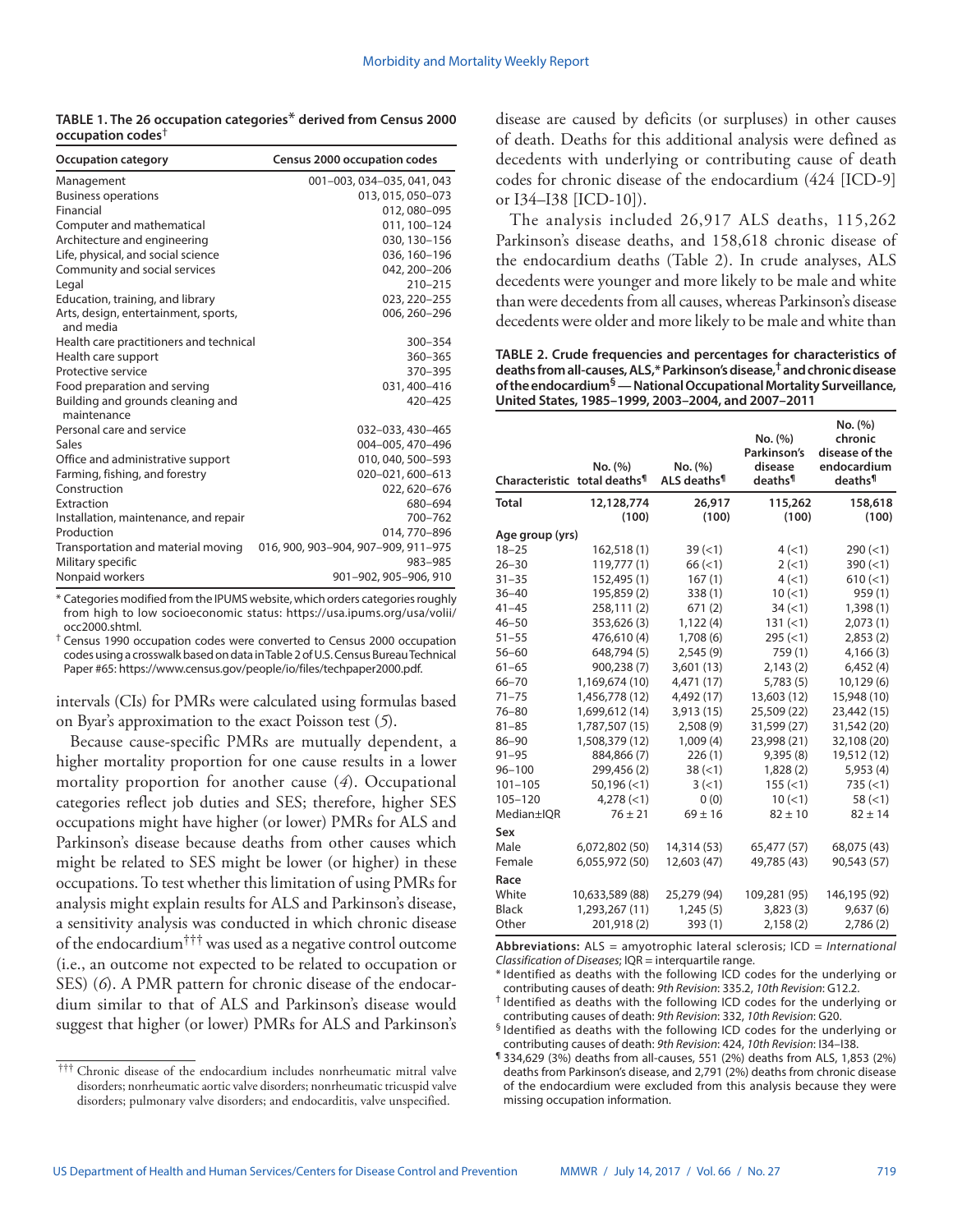**TABLE 1. The 26 occupation categories* derived from Census 2000 occupation codes†**

| Occupation category | Census 2000 occupation codes |
|---|---|
| Management | 001–003, 034–035, 041, 043 |
| Business operations | 013, 015, 050–073 |
| Financial | 012, 080–095 |
| Computer and mathematical | 011, 100–124 |
| Architecture and engineering | 030, 130–156 |
| Life, physical, and social science | 036, 160–196 |
| Community and social services | 042, 200–206 |
| Legal | 210–215 |
| Education, training, and library | 023, 220–255 |
| Arts, design, entertainment, sports, and media | 006, 260–296 |
| Health care practitioners and technical | 300–354 |
| Health care support | 360–365 |
| Protective service | 370–395 |
| Food preparation and serving | 031, 400–416 |
| Building and grounds cleaning and maintenance | 420–425 |
| Personal care and service | 032–033, 430–465 |
| Sales | 004–005, 470–496 |
| Office and administrative support | 010, 040, 500–593 |
| Farming, fishing, and forestry | 020–021, 600–613 |
| Construction | 022, 620–676 |
| Extraction | 680–694 |
| Installation, maintenance, and repair | 700–762 |
| Production | 014, 770–896 |
| Transportation and material moving | 016, 900, 903–904, 907–909, 911–975 |
| Military specific | 983–985 |
| Nonpaid workers | 901–902, 905–906, 910 |

* Categories modified from the IPUMS website, which orders categories roughly from high to low socioeconomic status: https://usa.ipums.org/usa/volii/occ2000.shtml.

† Census 1990 occupation codes were converted to Census 2000 occupation codes using a crosswalk based on data in Table 2 of U.S. Census Bureau Technical Paper #65: https://www.census.gov/people/io/files/techpaper2000.pdf.

intervals (CIs) for PMRs were calculated using formulas based on Byar's approximation to the exact Poisson test (5).

Because cause-specific PMRs are mutually dependent, a higher mortality proportion for one cause results in a lower mortality proportion for another cause (4). Occupational categories reflect job duties and SES; therefore, higher SES occupations might have higher (or lower) PMRs for ALS and Parkinson's disease because deaths from other causes which might be related to SES might be lower (or higher) in these occupations. To test whether this limitation of using PMRs for analysis might explain results for ALS and Parkinson's disease, a sensitivity analysis was conducted in which chronic disease of the endocardium††† was used as a negative control outcome (i.e., an outcome not expected to be related to occupation or SES) (6). A PMR pattern for chronic disease of the endocardium similar to that of ALS and Parkinson's disease would suggest that higher (or lower) PMRs for ALS and Parkinson's disease are caused by deficits (or surpluses) in other causes of death. Deaths for this additional analysis were defined as decedents with underlying or contributing cause of death codes for chronic disease of the endocardium (424 [ICD-9] or I34–I38 [ICD-10]).

The analysis included 26,917 ALS deaths, 115,262 Parkinson's disease deaths, and 158,618 chronic disease of the endocardium deaths (Table 2). In crude analyses, ALS decedents were younger and more likely to be male and white than were decedents from all causes, whereas Parkinson's disease decedents were older and more likely to be male and white than

††† Chronic disease of the endocardium includes nonrheumatic mitral valve disorders; nonrheumatic aortic valve disorders; nonrheumatic tricuspid valve disorders; pulmonary valve disorders; and endocarditis, valve unspecified.

**TABLE 2. Crude frequencies and percentages for characteristics of deaths from all-causes, ALS,* Parkinson's disease,† and chronic disease of the endocardium§ — National Occupational Mortality Surveillance, United States, 1985–1999, 2003–2004, and 2007–2011**

| Characteristic | No. (%) total deaths¶ | No. (%) ALS deaths¶ | No. (%) Parkinson's disease deaths¶ | No. (%) chronic disease of the endocardium deaths¶ |
|---|---|---|---|---|
| **Total** | **12,128,774 (100)** | **26,917 (100)** | **115,262 (100)** | **158,618 (100)** |
| **Age group (yrs)** | | | | |
| 18–25 | 162,518 (1) | 39 (<1) | 4 (<1) | 290 (<1) |
| 26–30 | 119,777 (1) | 66 (<1) | 2 (<1) | 390 (<1) |
| 31–35 | 152,495 (1) | 167 (1) | 4 (<1) | 610 (<1) |
| 36–40 | 195,859 (2) | 338 (1) | 10 (<1) | 959 (1) |
| 41–45 | 258,111 (2) | 671 (2) | 34 (<1) | 1,398 (1) |
| 46–50 | 353,626 (3) | 1,122 (4) | 131 (<1) | 2,073 (1) |
| 51–55 | 476,610 (4) | 1,708 (6) | 295 (<1) | 2,853 (2) |
| 56–60 | 648,794 (5) | 2,545 (9) | 759 (1) | 4,166 (3) |
| 61–65 | 900,238 (7) | 3,601 (13) | 2,143 (2) | 6,452 (4) |
| 66–70 | 1,169,674 (10) | 4,471 (17) | 5,783 (5) | 10,129 (6) |
| 71–75 | 1,456,778 (12) | 4,492 (17) | 13,603 (12) | 15,948 (10) |
| 76–80 | 1,699,612 (14) | 3,913 (15) | 25,509 (22) | 23,442 (15) |
| 81–85 | 1,787,507 (15) | 2,508 (9) | 31,599 (27) | 31,542 (20) |
| 86–90 | 1,508,379 (12) | 1,009 (4) | 23,998 (21) | 32,108 (20) |
| 91–95 | 884,866 (7) | 226 (1) | 9,395 (8) | 19,512 (12) |
| 96–100 | 299,456 (2) | 38 (<1) | 1,828 (2) | 5,953 (4) |
| 101–105 | 50,196 (<1) | 3 (<1) | 155 (<1) | 735 (<1) |
| 105–120 | 4,278 (<1) | 0 (0) | 10 (<1) | 58 (<1) |
| Median±IQR | 76 ± 21 | 69 ± 16 | 82 ± 10 | 82 ± 14 |
| **Sex** | | | | |
| Male | 6,072,802 (50) | 14,314 (53) | 65,477 (57) | 68,075 (43) |
| Female | 6,055,972 (50) | 12,603 (47) | 49,785 (43) | 90,543 (57) |
| **Race** | | | | |
| White | 10,633,589 (88) | 25,279 (94) | 109,281 (95) | 146,195 (92) |
| Black | 1,293,267 (11) | 1,245 (5) | 3,823 (3) | 9,637 (6) |
| Other | 201,918 (2) | 393 (1) | 2,158 (2) | 2,786 (2) |

**Abbreviations:** ALS = amyotrophic lateral sclerosis; ICD = *International Classification of Diseases*; IQR = interquartile range.

* Identified as deaths with the following ICD codes for the underlying or contributing causes of death: *9th Revision*: 335.2, *10th Revision*: G12.2.

† Identified as deaths with the following ICD codes for the underlying or contributing causes of death: *9th Revision*: 332, *10th Revision*: G20.

§ Identified as deaths with the following ICD codes for the underlying or contributing causes of death: *9th Revision*: 424, *10th Revision*: I34–I38.

¶ 334,629 (3%) deaths from all-causes, 551 (2%) deaths from ALS, 1,853 (2%) deaths from Parkinson's disease, and 2,791 (2%) deaths from chronic disease of the endocardium were excluded from this analysis because they were missing occupation information.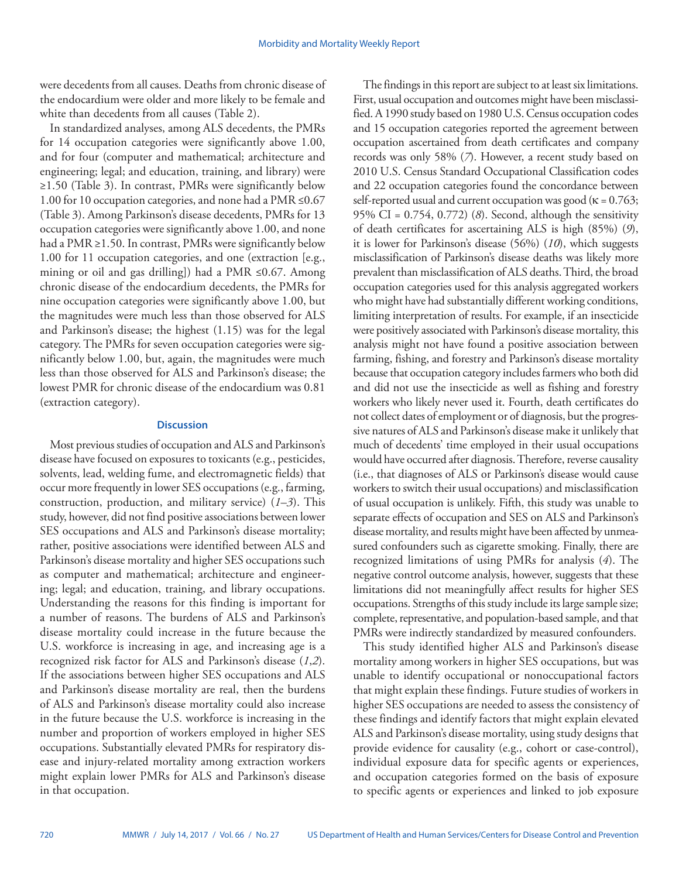were decedents from all causes. Deaths from chronic disease of the endocardium were older and more likely to be female and white than decedents from all causes (Table 2).

In standardized analyses, among ALS decedents, the PMRs for 14 occupation categories were significantly above 1.00, and for four (computer and mathematical; architecture and engineering; legal; and education, training, and library) were ≥1.50 (Table 3). In contrast, PMRs were significantly below 1.00 for 10 occupation categories, and none had a PMR ≤0.67 (Table 3). Among Parkinson's disease decedents, PMRs for 13 occupation categories were significantly above 1.00, and none had a PMR ≥1.50. In contrast, PMRs were significantly below 1.00 for 11 occupation categories, and one (extraction [e.g., mining or oil and gas drilling]) had a PMR ≤0.67. Among chronic disease of the endocardium decedents, the PMRs for nine occupation categories were significantly above 1.00, but the magnitudes were much less than those observed for ALS and Parkinson's disease; the highest (1.15) was for the legal category. The PMRs for seven occupation categories were significantly below 1.00, but, again, the magnitudes were much less than those observed for ALS and Parkinson's disease; the lowest PMR for chronic disease of the endocardium was 0.81 (extraction category).

## Discussion

Most previous studies of occupation and ALS and Parkinson's disease have focused on exposures to toxicants (e.g., pesticides, solvents, lead, welding fume, and electromagnetic fields) that occur more frequently in lower SES occupations (e.g., farming, construction, production, and military service) (*1–3*). This study, however, did not find positive associations between lower SES occupations and ALS and Parkinson's disease mortality; rather, positive associations were identified between ALS and Parkinson's disease mortality and higher SES occupations such as computer and mathematical; architecture and engineering; legal; and education, training, and library occupations. Understanding the reasons for this finding is important for a number of reasons. The burdens of ALS and Parkinson's disease mortality could increase in the future because the U.S. workforce is increasing in age, and increasing age is a recognized risk factor for ALS and Parkinson's disease (*1*,*2*). If the associations between higher SES occupations and ALS and Parkinson's disease mortality are real, then the burdens of ALS and Parkinson's disease mortality could also increase in the future because the U.S. workforce is increasing in the number and proportion of workers employed in higher SES occupations. Substantially elevated PMRs for respiratory disease and injury-related mortality among extraction workers might explain lower PMRs for ALS and Parkinson's disease in that occupation.

The findings in this report are subject to at least six limitations. First, usual occupation and outcomes might have been misclassified. A 1990 study based on 1980 U.S. Census occupation codes and 15 occupation categories reported the agreement between occupation ascertained from death certificates and company records was only 58% (*7*). However, a recent study based on 2010 U.S. Census Standard Occupational Classification codes and 22 occupation categories found the concordance between self-reported usual and current occupation was good (κ = 0.763; 95% CI = 0.754, 0.772) (*8*). Second, although the sensitivity of death certificates for ascertaining ALS is high (85%) (*9*), it is lower for Parkinson's disease (56%) (*10*), which suggests misclassification of Parkinson's disease deaths was likely more prevalent than misclassification of ALS deaths. Third, the broad occupation categories used for this analysis aggregated workers who might have had substantially different working conditions, limiting interpretation of results. For example, if an insecticide were positively associated with Parkinson's disease mortality, this analysis might not have found a positive association between farming, fishing, and forestry and Parkinson's disease mortality because that occupation category includes farmers who both did and did not use the insecticide as well as fishing and forestry workers who likely never used it. Fourth, death certificates do not collect dates of employment or of diagnosis, but the progressive natures of ALS and Parkinson's disease make it unlikely that much of decedents' time employed in their usual occupations would have occurred after diagnosis. Therefore, reverse causality (i.e., that diagnoses of ALS or Parkinson's disease would cause workers to switch their usual occupations) and misclassification of usual occupation is unlikely. Fifth, this study was unable to separate effects of occupation and SES on ALS and Parkinson's disease mortality, and results might have been affected by unmeasured confounders such as cigarette smoking. Finally, there are recognized limitations of using PMRs for analysis (*4*). The negative control outcome analysis, however, suggests that these limitations did not meaningfully affect results for higher SES occupations. Strengths of this study include its large sample size; complete, representative, and population-based sample, and that PMRs were indirectly standardized by measured confounders.

This study identified higher ALS and Parkinson's disease mortality among workers in higher SES occupations, but was unable to identify occupational or nonoccupational factors that might explain these findings. Future studies of workers in higher SES occupations are needed to assess the consistency of these findings and identify factors that might explain elevated ALS and Parkinson's disease mortality, using study designs that provide evidence for causality (e.g., cohort or case-control), individual exposure data for specific agents or experiences, and occupation categories formed on the basis of exposure to specific agents or experiences and linked to job exposure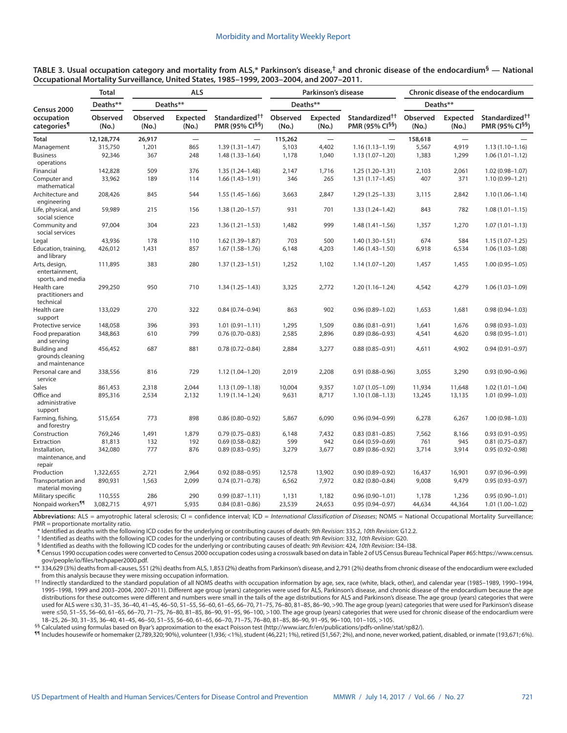**TABLE 3. Usual occupation category and mortality from ALS,* Parkinson's disease,† and chronic disease of the endocardium§ — National Occupational Mortality Surveillance, United States, 1985–1999, 2003–2004, and 2007–2011.**

| Census 2000 occupation categories¶ | Total | ALS | | | Parkinson's disease | | | Chronic disease of the endocardium | | |
|---|---|---|---|---|---|---|---|---|---|---|
| | Deaths** | Deaths** | | | Deaths** | | | Deaths** | | |
| | Observed (No.) | Observed (No.) | Expected (No.) | Standardized†† PMR (95% CI§§) | Observed (No.) | Expected (No.) | Standardized†† PMR (95% CI§§) | Observed (No.) | Expected (No.) | Standardized†† PMR (95% CI§§) |
| **Total** | **12,128,774** | **26,917** | **—** | **—** | **115,262** | **—** | **—** | **158,618** | **—** | **—** |
| Management | 315,750 | 1,201 | 865 | 1.39 (1.31–1.47) | 5,103 | 4,402 | 1.16 (1.13–1.19) | 5,567 | 4,919 | 1.13 (1.10–1.16) |
| Business operations | 92,346 | 367 | 248 | 1.48 (1.33–1.64) | 1,178 | 1,040 | 1.13 (1.07–1.20) | 1,383 | 1,299 | 1.06 (1.01–1.12) |
| Financial | 142,828 | 509 | 376 | 1.35 (1.24–1.48) | 2,147 | 1,716 | 1.25 (1.20–1.31) | 2,103 | 2,061 | 1.02 (0.98–1.07) |
| Computer and mathematical | 33,962 | 189 | 114 | 1.66 (1.43–1.91) | 346 | 265 | 1.31 (1.17–1.45) | 407 | 371 | 1.10 (0.99–1.21) |
| Architecture and engineering | 208,426 | 845 | 544 | 1.55 (1.45–1.66) | 3,663 | 2,847 | 1.29 (1.25–1.33) | 3,115 | 2,842 | 1.10 (1.06–1.14) |
| Life, physical, and social science | 59,989 | 215 | 156 | 1.38 (1.20–1.57) | 931 | 701 | 1.33 (1.24–1.42) | 843 | 782 | 1.08 (1.01–1.15) |
| Community and social services | 97,004 | 304 | 223 | 1.36 (1.21–1.53) | 1,482 | 999 | 1.48 (1.41–1.56) | 1,357 | 1,270 | 1.07 (1.01–1.13) |
| Legal | 43,936 | 178 | 110 | 1.62 (1.39–1.87) | 703 | 500 | 1.40 (1.30–1.51) | 674 | 584 | 1.15 (1.07–1.25) |
| Education, training, and library | 426,012 | 1,431 | 857 | 1.67 (1.58–1.76) | 6,148 | 4,203 | 1.46 (1.43–1.50) | 6,918 | 6,534 | 1.06 (1.03–1.08) |
| Arts, design, entertainment, sports, and media | 111,895 | 383 | 280 | 1.37 (1.23–1.51) | 1,252 | 1,102 | 1.14 (1.07–1.20) | 1,457 | 1,455 | 1.00 (0.95–1.05) |
| Health care practitioners and technical | 299,250 | 950 | 710 | 1.34 (1.25–1.43) | 3,325 | 2,772 | 1.20 (1.16–1.24) | 4,542 | 4,279 | 1.06 (1.03–1.09) |
| Health care support | 133,029 | 270 | 322 | 0.84 (0.74–0.94) | 863 | 902 | 0.96 (0.89–1.02) | 1,653 | 1,681 | 0.98 (0.94–1.03) |
| Protective service | 148,058 | 396 | 393 | 1.01 (0.91–1.11) | 1,295 | 1,509 | 0.86 (0.81–0.91) | 1,641 | 1,676 | 0.98 (0.93–1.03) |
| Food preparation and serving | 348,863 | 610 | 799 | 0.76 (0.70–0.83) | 2,585 | 2,896 | 0.89 (0.86–0.93) | 4,541 | 4,620 | 0.98 (0.95–1.01) |
| Building and grounds cleaning and maintenance | 456,452 | 687 | 881 | 0.78 (0.72–0.84) | 2,884 | 3,277 | 0.88 (0.85–0.91) | 4,611 | 4,902 | 0.94 (0.91–0.97) |
| Personal care and service | 338,556 | 816 | 729 | 1.12 (1.04–1.20) | 2,019 | 2,208 | 0.91 (0.88–0.96) | 3,055 | 3,290 | 0.93 (0.90–0.96) |
| Sales | 861,453 | 2,318 | 2,044 | 1.13 (1.09–1.18) | 10,004 | 9,357 | 1.07 (1.05–1.09) | 11,934 | 11,648 | 1.02 (1.01–1.04) |
| Office and administrative support | 895,316 | 2,534 | 2,132 | 1.19 (1.14–1.24) | 9,631 | 8,717 | 1.10 (1.08–1.13) | 13,245 | 13,135 | 1.01 (0.99–1.03) |
| Farming, fishing, and forestry | 515,654 | 773 | 898 | 0.86 (0.80–0.92) | 5,867 | 6,090 | 0.96 (0.94–0.99) | 6,278 | 6,267 | 1.00 (0.98–1.03) |
| Construction | 769,246 | 1,491 | 1,879 | 0.79 (0.75–0.83) | 6,148 | 7,432 | 0.83 (0.81–0.85) | 7,562 | 8,166 | 0.93 (0.91–0.95) |
| Extraction | 81,813 | 132 | 192 | 0.69 (0.58–0.82) | 599 | 942 | 0.64 (0.59–0.69) | 761 | 945 | 0.81 (0.75–0.87) |
| Installation, maintenance, and repair | 342,080 | 777 | 876 | 0.89 (0.83–0.95) | 3,279 | 3,677 | 0.89 (0.86–0.92) | 3,714 | 3,914 | 0.95 (0.92–0.98) |
| Production | 1,322,655 | 2,721 | 2,964 | 0.92 (0.88–0.95) | 12,578 | 13,902 | 0.90 (0.89–0.92) | 16,437 | 16,901 | 0.97 (0.96–0.99) |
| Transportation and material moving | 890,931 | 1,563 | 2,099 | 0.74 (0.71–0.78) | 6,562 | 7,972 | 0.82 (0.80–0.84) | 9,008 | 9,479 | 0.95 (0.93–0.97) |
| Military specific | 110,555 | 286 | 290 | 0.99 (0.87–1.11) | 1,131 | 1,182 | 0.96 (0.90–1.01) | 1,178 | 1,236 | 0.95 (0.90–1.01) |
| Nonpaid workers¶¶ | 3,082,715 | 4,971 | 5,935 | 0.84 (0.81–0.86) | 23,539 | 24,653 | 0.95 (0.94–0.97) | 44,634 | 44,364 | 1.01 (1.00–1.02) |

**Abbreviations:** ALS = amyotrophic lateral sclerosis; CI = confidence interval; ICD = *International Classification of Diseases*; NOMS = National Occupational Mortality Surveillance; PMR = proportionate mortality ratio.

\* Identified as deaths with the following ICD codes for the underlying or contributing causes of death: *9th Revision*: 335.2, *10th Revision*: G12.2.

† Identified as deaths with the following ICD codes for the underlying or contributing causes of death: *9th Revision*: 332, *10th Revision*: G20.

§ Identified as deaths with the following ICD codes for the underlying or contributing causes of death: *9th Revision*: 424, *10th Revision*: I34–I38.

¶ Census 1990 occupation codes were converted to Census 2000 occupation codes using a crosswalk based on data in Table 2 of US Census Bureau Technical Paper #65: https://www.census.gov/people/io/files/techpaper2000.pdf.

\*\* 334,629 (3%) deaths from all-causes, 551 (2%) deaths from ALS, 1,853 (2%) deaths from Parkinson's disease, and 2,791 (2%) deaths from chronic disease of the endocardium were excluded from this analysis because they were missing occupation information.

†† Indirectly standardized to the standard population of all NOMS deaths with occupation information by age, sex, race (white, black, other), and calendar year (1985–1989, 1990–1994, 1995–1998, 1999 and 2003–2004, 2007–2011). Different age group (years) categories were used for ALS, Parkinson's disease, and chronic disease of the endocardium because the age distributions for these outcomes were different and numbers were small in the tails of the age distributions for ALS and Parkinson's disease. The age group (years) categories that were used for ALS were ≤30, 31–35, 36–40, 41–45, 46–50, 51–55, 56–60, 61–65, 66–70, 71–75, 76–80, 81–85, 86–90, >90. The age group (years) categories that were used for Parkinson's disease were ≤50, 51–55, 56–60, 61–65, 66–70, 71–75, 76–80, 81–85, 86–90, 91–95, 96–100, >100. The age group (years) categories that were used for chronic disease of the endocardium were 18–25, 26–30, 31–35, 36–40, 41–45, 46–50, 51–55, 56–60, 61–65, 66–70, 71–75, 76–80, 81–85, 86–90, 91–95, 96–100, 101–105, >105.

§§ Calculated using formulas based on Byar's approximation to the exact Poisson test (http://www.iarc.fr/en/publications/pdfs-online/stat/sp82/).

¶¶ Includes housewife or homemaker (2,789,320; 90%), volunteer (1,936; <1%), student (46,221; 1%), retired (51,567; 2%), and none, never worked, patient, disabled, or inmate (193,671; 6%).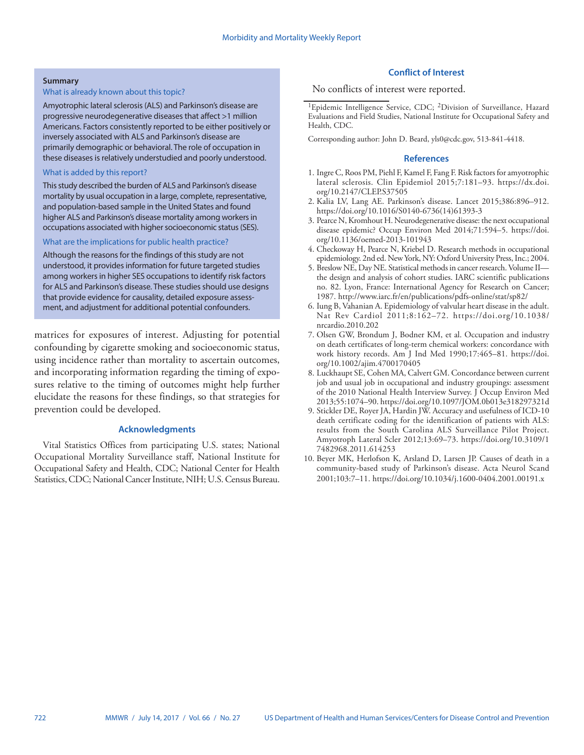**Summary**

What is already known about this topic?

Amyotrophic lateral sclerosis (ALS) and Parkinson's disease are progressive neurodegenerative diseases that affect >1 million Americans. Factors consistently reported to be either positively or inversely associated with ALS and Parkinson's disease are primarily demographic or behavioral. The role of occupation in these diseases is relatively understudied and poorly understood.

What is added by this report?

This study described the burden of ALS and Parkinson's disease mortality by usual occupation in a large, complete, representative, and population-based sample in the United States and found higher ALS and Parkinson's disease mortality among workers in occupations associated with higher socioeconomic status (SES).

What are the implications for public health practice?

Although the reasons for the findings of this study are not understood, it provides information for future targeted studies among workers in higher SES occupations to identify risk factors for ALS and Parkinson's disease. These studies should use designs that provide evidence for causality, detailed exposure assessment, and adjustment for additional potential confounders.

matrices for exposures of interest. Adjusting for potential confounding by cigarette smoking and socioeconomic status, using incidence rather than mortality to ascertain outcomes, and incorporating information regarding the timing of exposures relative to the timing of outcomes might help further elucidate the reasons for these findings, so that strategies for prevention could be developed.

## Acknowledgments

Vital Statistics Offices from participating U.S. states; National Occupational Mortality Surveillance staff, National Institute for Occupational Safety and Health, CDC; National Center for Health Statistics, CDC; National Cancer Institute, NIH; U.S. Census Bureau.

## Conflict of Interest

No conflicts of interest were reported.

[1]Epidemic Intelligence Service, CDC; [2]Division of Surveillance, Hazard Evaluations and Field Studies, National Institute for Occupational Safety and Health, CDC.

Corresponding author: John D. Beard, yls0@cdc.gov, 513-841-4418.

## References

1. Ingre C, Roos PM, Piehl F, Kamel F, Fang F. Risk factors for amyotrophic lateral sclerosis. Clin Epidemiol 2015;7:181–93. https://dx.doi.org/10.2147/CLEP.S37505
2. Kalia LV, Lang AE. Parkinson's disease. Lancet 2015;386:896–912. https://doi.org/10.1016/S0140-6736(14)61393-3
3. Pearce N, Kromhout H. Neurodegenerative disease: the next occupational disease epidemic? Occup Environ Med 2014;71:594–5. https://doi.org/10.1136/oemed-2013-101943
4. Checkoway H, Pearce N, Kriebel D. Research methods in occupational epidemiology. 2nd ed. New York, NY: Oxford University Press, Inc.; 2004.
5. Breslow NE, Day NE. Statistical methods in cancer research. Volume II—the design and analysis of cohort studies. IARC scientific publications no. 82. Lyon, France: International Agency for Research on Cancer; 1987. http://www.iarc.fr/en/publications/pdfs-online/stat/sp82/
6. Iung B, Vahanian A. Epidemiology of valvular heart disease in the adult. Nat Rev Cardiol 2011;8:162–72. https://doi.org/10.1038/nrcardio.2010.202
7. Olsen GW, Brondum J, Bodner KM, et al. Occupation and industry on death certificates of long-term chemical workers: concordance with work history records. Am J Ind Med 1990;17:465–81. https://doi.org/10.1002/ajim.4700170405
8. Luckhaupt SE, Cohen MA, Calvert GM. Concordance between current job and usual job in occupational and industry groupings: assessment of the 2010 National Health Interview Survey. J Occup Environ Med 2013;55:1074–90. https://doi.org/10.1097/JOM.0b013e318297321d
9. Stickler DE, Royer JA, Hardin JW. Accuracy and usefulness of ICD-10 death certificate coding for the identification of patients with ALS: results from the South Carolina ALS Surveillance Pilot Project. Amyotroph Lateral Scler 2012;13:69–73. https://doi.org/10.3109/17482968.2011.614253
10. Beyer MK, Herlofson K, Arsland D, Larsen JP. Causes of death in a community-based study of Parkinson's disease. Acta Neurol Scand 2001;103:7–11. https://doi.org/10.1034/j.1600-0404.2001.00191.x